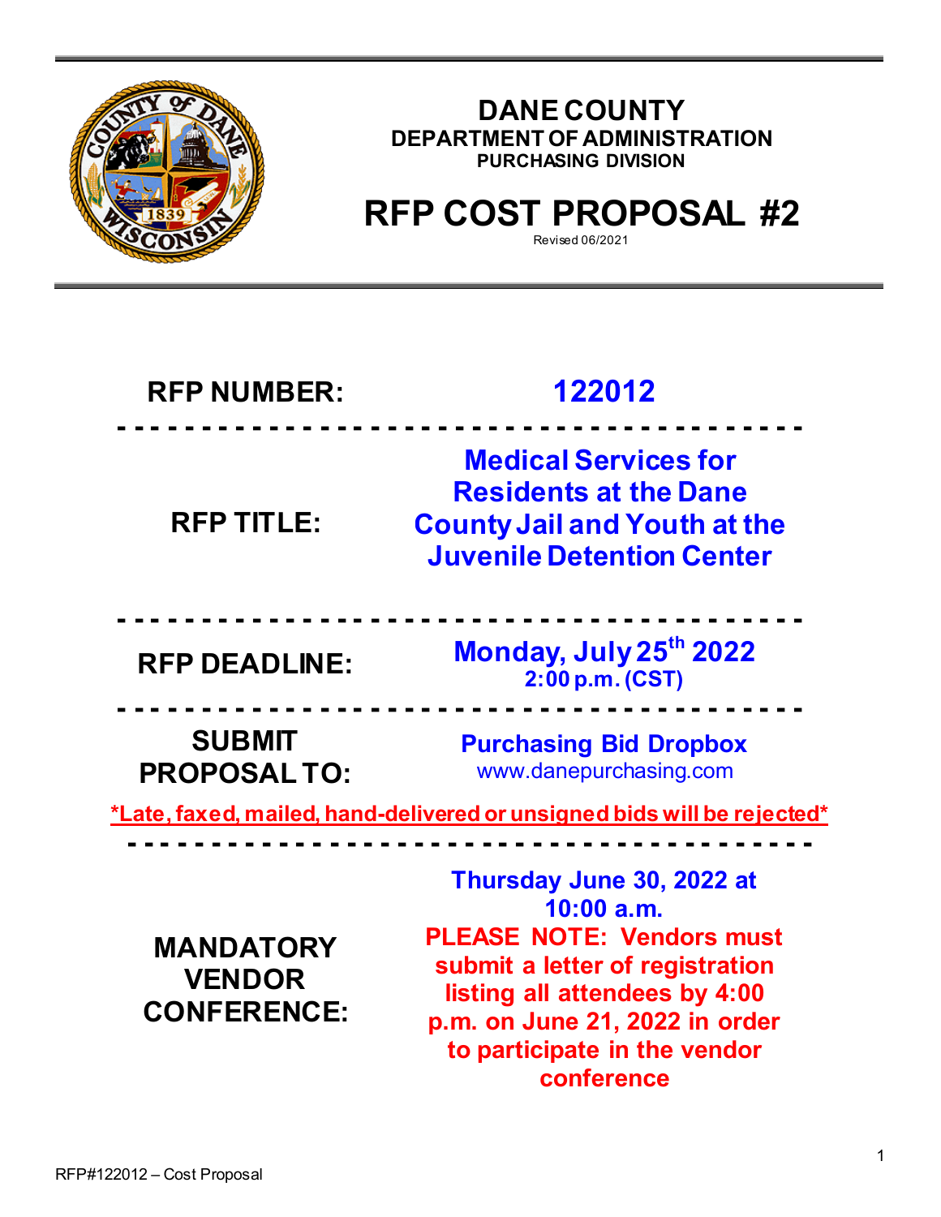# DANE COUNTY

## DEPARTMENT OF ADMINISTRATION

### PURCHASING DIVISION

# RFP COST PROPOSAL #2

Revised 06/2021

| | |
|---|---|
| **RFP NUMBER:** | **122012** |
| **RFP TITLE:** | **Medical Services for Residents at the Dane County Jail and Youth at the Juvenile Detention Center** |
| **RFP DEADLINE:** | **Monday, July 25th 2022** **2:00 p.m. (CST)** |
| **SUBMIT PROPOSAL TO:** | **Purchasing Bid Dropbox** www.danepurchasing.com |

***Late, faxed, mailed, hand-delivered or unsigned bids will be rejected***

| | |
|---|---|
| **MANDATORY VENDOR CONFERENCE:** | **Thursday June 30, 2022 at 10:00 a.m.** **PLEASE NOTE: Vendors must submit a letter of registration listing all attendees by 4:00 p.m. on June 21, 2022 in order to participate in the vendor conference** |

RFP#122012 – Cost Proposal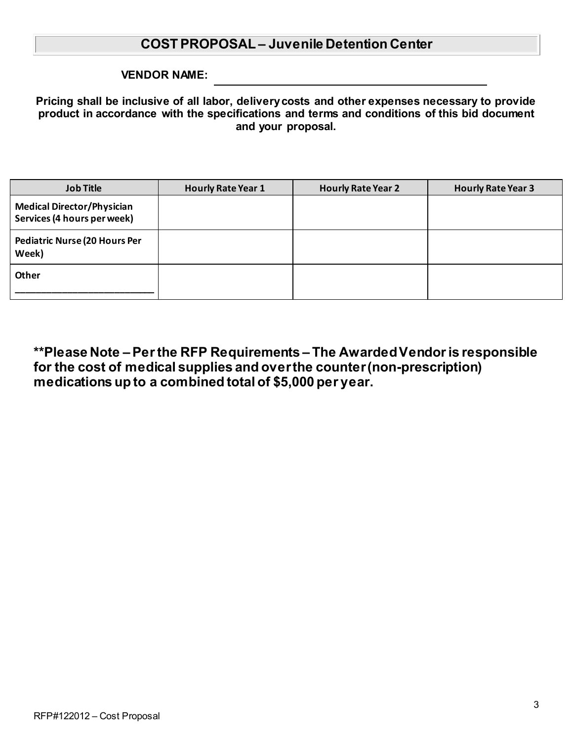## COST PROPOSAL – Juvenile Detention Center

**VENDOR NAME:** ______________________________________________

**Pricing shall be inclusive of all labor, delivery costs and other expenses necessary to provide product in accordance with the specifications and terms and conditions of this bid document and your proposal.**

| Job Title | Hourly Rate Year 1 | Hourly Rate Year 2 | Hourly Rate Year 3 |
|---|---|---|---|
| **Medical Director/Physician Services (4 hours per week)** | | | |
| **Pediatric Nurse (20 Hours Per Week)** | | | |
| **Other ___________________________** | | | |

**\*\*Please Note – Per the RFP Requirements – The Awarded Vendor is responsible for the cost of medical supplies and over the counter (non-prescription) medications up to a combined total of $5,000 per year.**

RFP#122012 – Cost Proposal